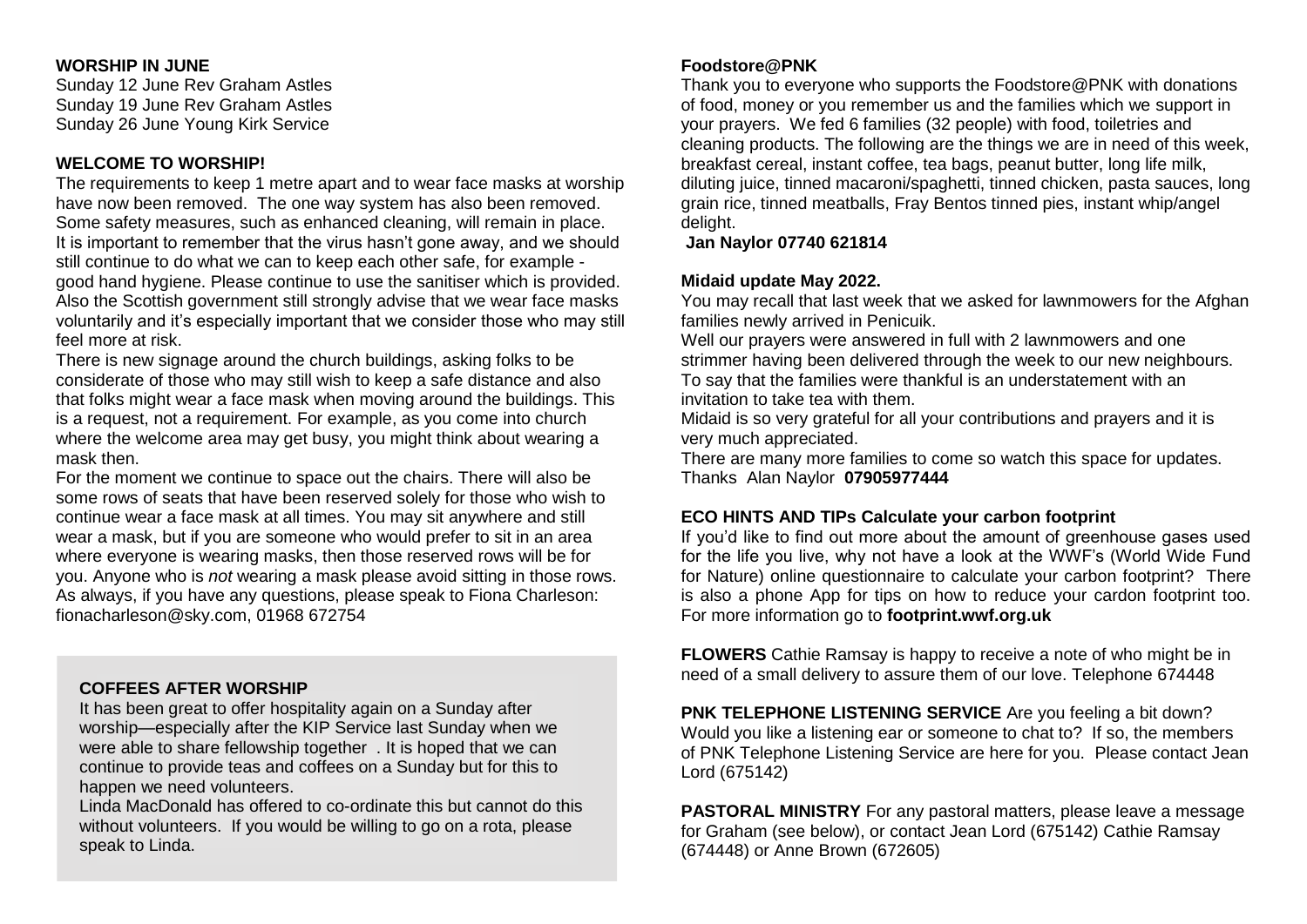**WORSHIP IN JUNE**

Sunday 12 June Rev Graham Astles
Sunday 19 June Rev Graham Astles
Sunday 26 June Young Kirk Service

**WELCOME TO WORSHIP!**

The requirements to keep 1 metre apart and to wear face masks at worship have now been removed. The one way system has also been removed. Some safety measures, such as enhanced cleaning, will remain in place. It is important to remember that the virus hasn't gone away, and we should still continue to do what we can to keep each other safe, for example - good hand hygiene. Please continue to use the sanitiser which is provided. Also the Scottish government still strongly advise that we wear face masks voluntarily and it's especially important that we consider those who may still feel more at risk.

There is new signage around the church buildings, asking folks to be considerate of those who may still wish to keep a safe distance and also that folks might wear a face mask when moving around the buildings. This is a request, not a requirement. For example, as you come into church where the welcome area may get busy, you might think about wearing a mask then.

For the moment we continue to space out the chairs. There will also be some rows of seats that have been reserved solely for those who wish to continue wear a face mask at all times. You may sit anywhere and still wear a mask, but if you are someone who would prefer to sit in an area where everyone is wearing masks, then those reserved rows will be for you. Anyone who is *not* wearing a mask please avoid sitting in those rows. As always, if you have any questions, please speak to Fiona Charleson: fionacharleson@sky.com, 01968 672754

**COFFEES AFTER WORSHIP**

It has been great to offer hospitality again on a Sunday after worship—especially after the KIP Service last Sunday when we were able to share fellowship together . It is hoped that we can continue to provide teas and coffees on a Sunday but for this to happen we need volunteers.

Linda MacDonald has offered to co-ordinate this but cannot do this without volunteers. If you would be willing to go on a rota, please speak to Linda.

**Foodstore@PNK**

Thank you to everyone who supports the Foodstore@PNK with donations of food, money or you remember us and the families which we support in your prayers. We fed 6 families (32 people) with food, toiletries and cleaning products. The following are the things we are in need of this week, breakfast cereal, instant coffee, tea bags, peanut butter, long life milk, diluting juice, tinned macaroni/spaghetti, tinned chicken, pasta sauces, long grain rice, tinned meatballs, Fray Bentos tinned pies, instant whip/angel delight.

**Jan Naylor 07740 621814**

**Midaid update May 2022.**

You may recall that last week that we asked for lawnmowers for the Afghan families newly arrived in Penicuik.

Well our prayers were answered in full with 2 lawnmowers and one strimmer having been delivered through the week to our new neighbours. To say that the families were thankful is an understatement with an invitation to take tea with them.

Midaid is so very grateful for all your contributions and prayers and it is very much appreciated.

There are many more families to come so watch this space for updates.
Thanks Alan Naylor **07905977444**

**ECO HINTS AND TIPs Calculate your carbon footprint**

If you'd like to find out more about the amount of greenhouse gases used for the life you live, why not have a look at the WWF's (World Wide Fund for Nature) online questionnaire to calculate your carbon footprint? There is also a phone App for tips on how to reduce your cardon footprint too. For more information go to **footprint.wwf.org.uk**

**FLOWERS** Cathie Ramsay is happy to receive a note of who might be in need of a small delivery to assure them of our love. Telephone 674448

**PNK TELEPHONE LISTENING SERVICE** Are you feeling a bit down? Would you like a listening ear or someone to chat to? If so, the members of PNK Telephone Listening Service are here for you. Please contact Jean Lord (675142)

**PASTORAL MINISTRY** For any pastoral matters, please leave a message for Graham (see below), or contact Jean Lord (675142) Cathie Ramsay (674448) or Anne Brown (672605)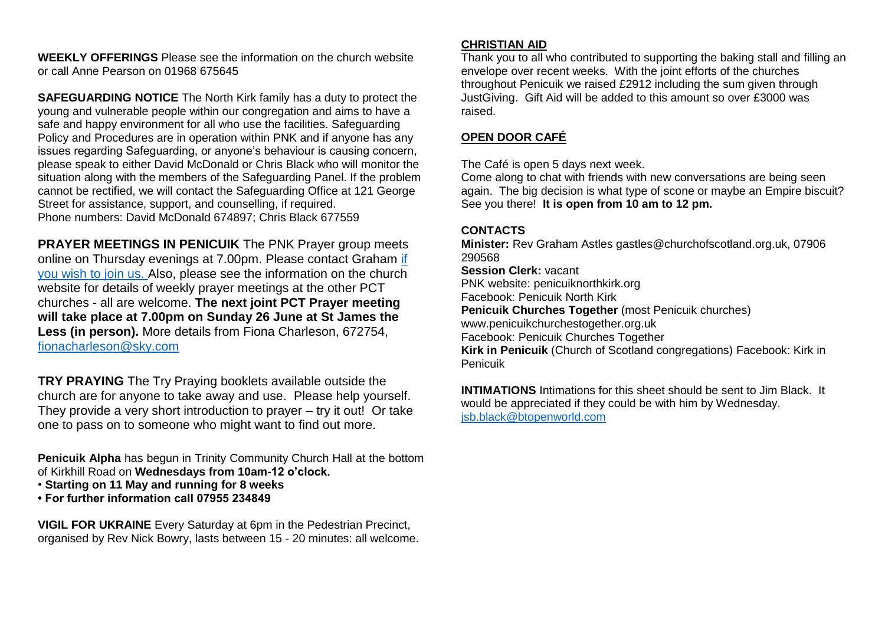**WEEKLY OFFERINGS** Please see the information on the church website or call Anne Pearson on 01968 675645

**SAFEGUARDING NOTICE** The North Kirk family has a duty to protect the young and vulnerable people within our congregation and aims to have a safe and happy environment for all who use the facilities. Safeguarding Policy and Procedures are in operation within PNK and if anyone has any issues regarding Safeguarding, or anyone's behaviour is causing concern, please speak to either David McDonald or Chris Black who will monitor the situation along with the members of the Safeguarding Panel. If the problem cannot be rectified, we will contact the Safeguarding Office at 121 George Street for assistance, support, and counselling, if required.
Phone numbers: David McDonald 674897; Chris Black 677559

**PRAYER MEETINGS IN PENICUIK** The PNK Prayer group meets online on Thursday evenings at 7.00pm. Please contact Graham if you wish to join us. Also, please see the information on the church website for details of weekly prayer meetings at the other PCT churches - all are welcome. **The next joint PCT Prayer meeting will take place at 7.00pm on Sunday 26 June at St James the Less (in person).** More details from Fiona Charleson, 672754, fionacharleson@sky.com

**TRY PRAYING** The Try Praying booklets available outside the church are for anyone to take away and use. Please help yourself. They provide a very short introduction to prayer – try it out! Or take one to pass on to someone who might want to find out more.

**Penicuik Alpha** has begun in Trinity Community Church Hall at the bottom of Kirkhill Road on **Wednesdays from 10am-12 o'clock.**

- **Starting on 11 May and running for 8 weeks**
- **For further information call 07955 234849**

**VIGIL FOR UKRAINE** Every Saturday at 6pm in the Pedestrian Precinct, organised by Rev Nick Bowry, lasts between 15 - 20 minutes: all welcome.

**CHRISTIAN AID**

Thank you to all who contributed to supporting the baking stall and filling an envelope over recent weeks. With the joint efforts of the churches throughout Penicuik we raised £2912 including the sum given through JustGiving. Gift Aid will be added to this amount so over £3000 was raised.

**OPEN DOOR CAFÉ**

The Café is open 5 days next week.
Come along to chat with friends with new conversations are being seen again. The big decision is what type of scone or maybe an Empire biscuit? See you there! **It is open from 10 am to 12 pm.**

**CONTACTS**

**Minister:** Rev Graham Astles gastles@churchofscotland.org.uk, 07906 290568
**Session Clerk:** vacant
PNK website: penicuiknorthkirk.org
Facebook: Penicuik North Kirk
**Penicuik Churches Together** (most Penicuik churches)
www.penicuikchurchestogether.org.uk
Facebook: Penicuik Churches Together
**Kirk in Penicuik** (Church of Scotland congregations) Facebook: Kirk in Penicuik

**INTIMATIONS** Intimations for this sheet should be sent to Jim Black. It would be appreciated if they could be with him by Wednesday.
jsb.black@btopenworld.com